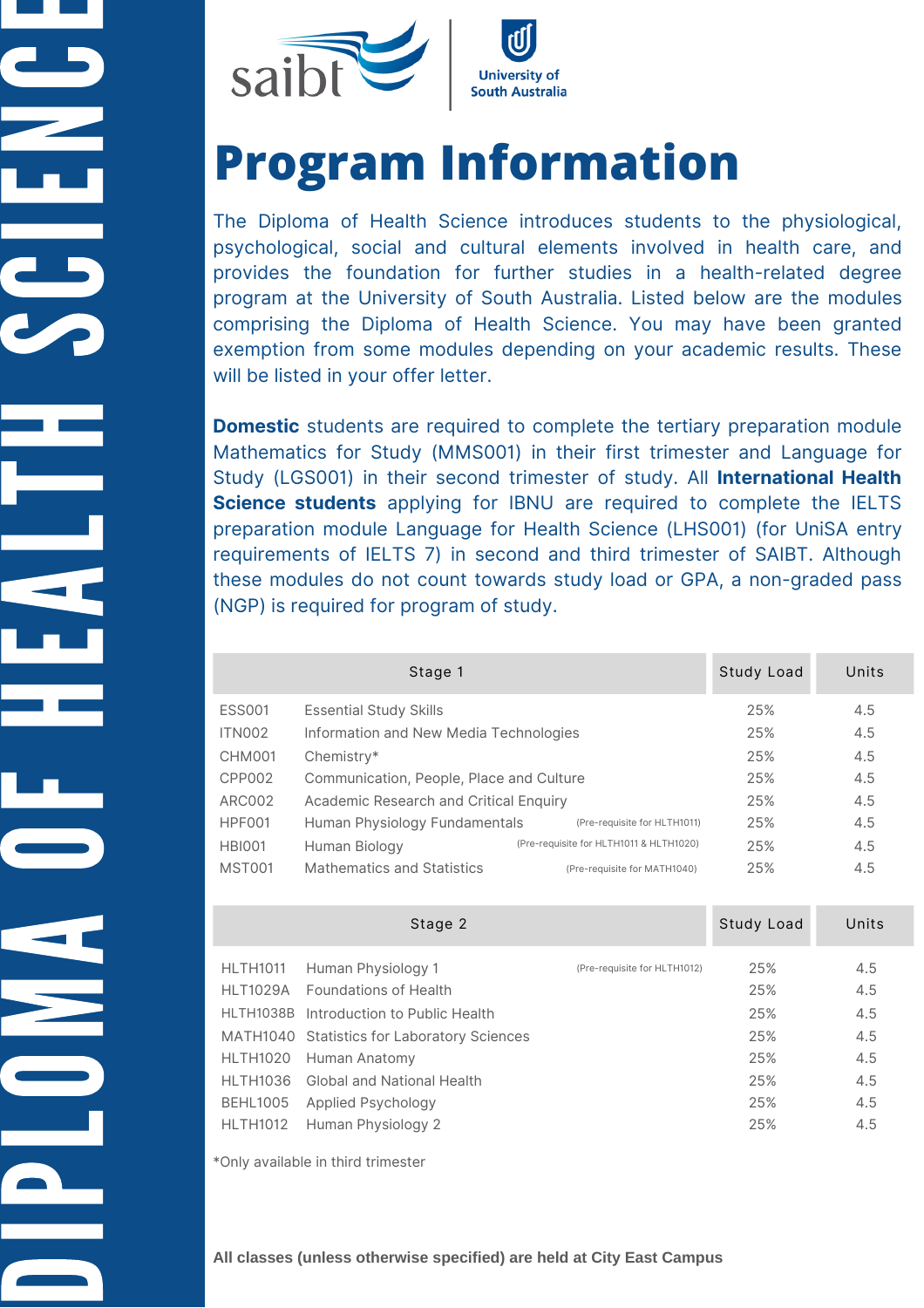DIPLOMA OF HEALTH SCIENCE

saibt | University of South Australia

# Program Information

The Diploma of Health Science introduces students to the physiological, psychological, social and cultural elements involved in health care, and provides the foundation for further studies in a health-related degree program at the University of South Australia. Listed below are the modules comprising the Diploma of Health Science. You may have been granted exemption from some modules depending on your academic results. These will be listed in your offer letter.

**Domestic** students are required to complete the tertiary preparation module Mathematics for Study (MMS001) in their first trimester and Language for Study (LGS001) in their second trimester of study. All **International Health Science students** applying for IBNU are required to complete the IELTS preparation module Language for Health Science (LHS001) (for UniSA entry requirements of IELTS 7) in second and third trimester of SAIBT. Although these modules do not count towards study load or GPA, a non-graded pass (NGP) is required for program of study.

| Stage 1 | | | Study Load | Units |
|---|---|---|---|---|
| ESS001 | Essential Study Skills | | 25% | 4.5 |
| ITN002 | Information and New Media Technologies | | 25% | 4.5 |
| CHM001 | Chemistry* | | 25% | 4.5 |
| CPP002 | Communication, People, Place and Culture | | 25% | 4.5 |
| ARC002 | Academic Research and Critical Enquiry | | 25% | 4.5 |
| HPF001 | Human Physiology Fundamentals | (Pre-requisite for HLTH1011) | 25% | 4.5 |
| HBI001 | Human Biology | (Pre-requisite for HLTH1011 & HLTH1020) | 25% | 4.5 |
| MST001 | Mathematics and Statistics | (Pre-requisite for MATH1040) | 25% | 4.5 |

| Stage 2 | | | Study Load | Units |
|---|---|---|---|---|
| HLTH1011 | Human Physiology 1 | (Pre-requisite for HLTH1012) | 25% | 4.5 |
| HLT1029A | Foundations of Health | | 25% | 4.5 |
| HLTH1038B | Introduction to Public Health | | 25% | 4.5 |
| MATH1040 | Statistics for Laboratory Sciences | | 25% | 4.5 |
| HLTH1020 | Human Anatomy | | 25% | 4.5 |
| HLTH1036 | Global and National Health | | 25% | 4.5 |
| BEHL1005 | Applied Psychology | | 25% | 4.5 |
| HLTH1012 | Human Physiology 2 | | 25% | 4.5 |

*Only available in third trimester

**All classes (unless otherwise specified) are held at City East Campus**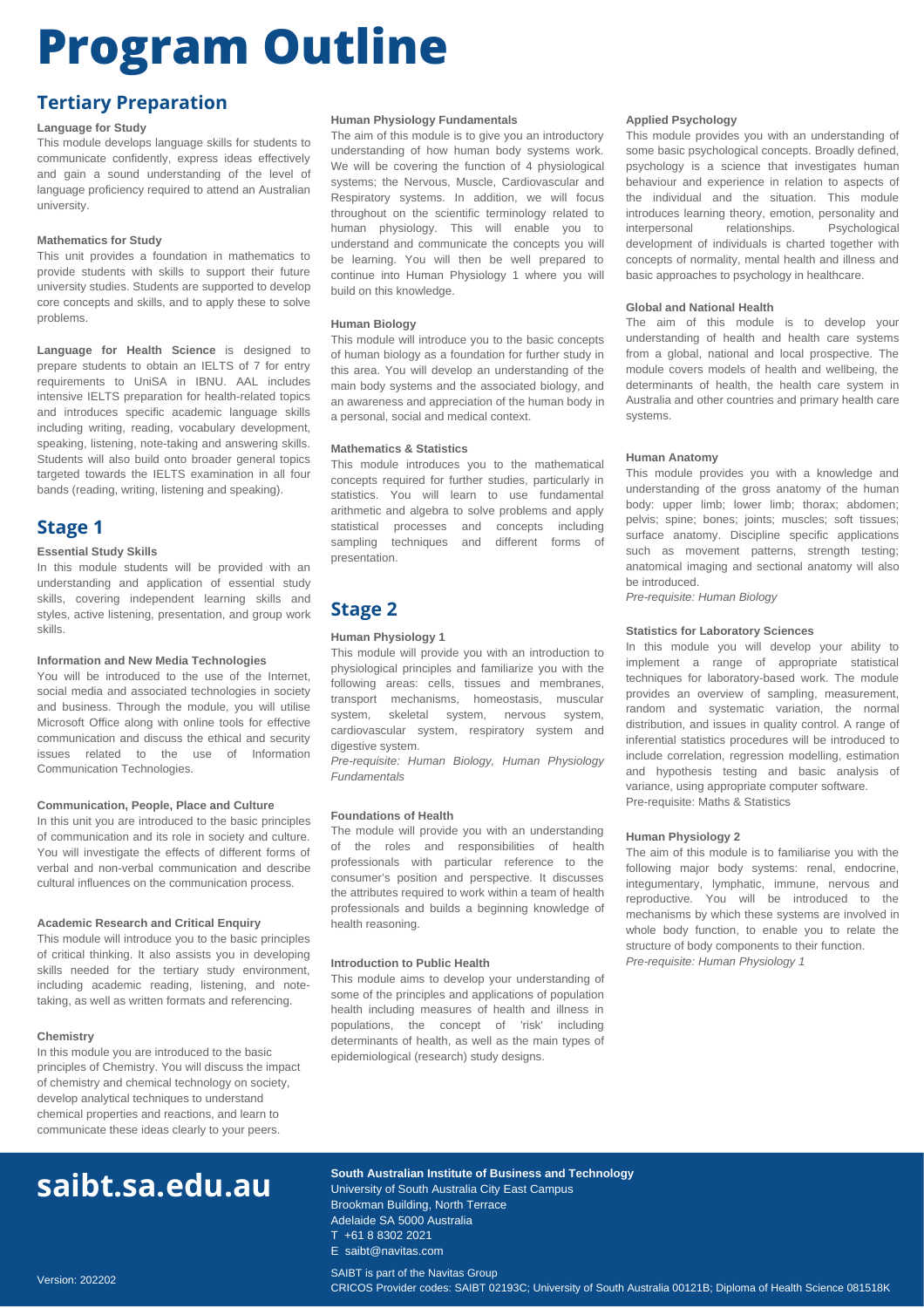# Program Outline

## Tertiary Preparation

**Language for Study**

This module develops language skills for students to communicate confidently, express ideas effectively and gain a sound understanding of the level of language proficiency required to attend an Australian university.

**Mathematics for Study**

This unit provides a foundation in mathematics to provide students with skills to support their future university studies. Students are supported to develop core concepts and skills, and to apply these to solve problems.

**Language for Health Science** is designed to prepare students to obtain an IELTS of 7 for entry requirements to UniSA in IBNU. AAL includes intensive IELTS preparation for health-related topics and introduces specific academic language skills including writing, reading, vocabulary development, speaking, listening, note-taking and answering skills. Students will also build onto broader general topics targeted towards the IELTS examination in all four bands (reading, writing, listening and speaking).

## Stage 1

**Essential Study Skills**

In this module students will be provided with an understanding and application of essential study skills, covering independent learning skills and styles, active listening, presentation, and group work skills.

**Information and New Media Technologies**

You will be introduced to the use of the Internet, social media and associated technologies in society and business. Through the module, you will utilise Microsoft Office along with online tools for effective communication and discuss the ethical and security issues related to the use of Information Communication Technologies.

**Communication, People, Place and Culture**

In this unit you are introduced to the basic principles of communication and its role in society and culture. You will investigate the effects of different forms of verbal and non-verbal communication and describe cultural influences on the communication process.

**Academic Research and Critical Enquiry**

This module will introduce you to the basic principles of critical thinking. It also assists you in developing skills needed for the tertiary study environment, including academic reading, listening, and note-taking, as well as written formats and referencing.

**Chemistry**

In this module you are introduced to the basic principles of Chemistry. You will discuss the impact of chemistry and chemical technology on society, develop analytical techniques to understand chemical properties and reactions, and learn to communicate these ideas clearly to your peers.

**Human Physiology Fundamentals**

The aim of this module is to give you an introductory understanding of how human body systems work. We will be covering the function of 4 physiological systems; the Nervous, Muscle, Cardiovascular and Respiratory systems. In addition, we will focus throughout on the scientific terminology related to human physiology. This will enable you to understand and communicate the concepts you will be learning. You will then be well prepared to continue into Human Physiology 1 where you will build on this knowledge.

**Human Biology**

This module will introduce you to the basic concepts of human biology as a foundation for further study in this area. You will develop an understanding of the main body systems and the associated biology, and an awareness and appreciation of the human body in a personal, social and medical context.

**Mathematics & Statistics**

This module introduces you to the mathematical concepts required for further studies, particularly in statistics. You will learn to use fundamental arithmetic and algebra to solve problems and apply statistical processes and concepts including sampling techniques and different forms of presentation.

## Stage 2

**Human Physiology 1**

This module will provide you with an introduction to physiological principles and familiarize you with the following areas: cells, tissues and membranes, transport mechanisms, homeostasis, muscular system, skeletal system, nervous system, cardiovascular system, respiratory system and digestive system.

*Pre-requisite: Human Biology, Human Physiology Fundamentals*

**Foundations of Health**

The module will provide you with an understanding of the roles and responsibilities of health professionals with particular reference to the consumer's position and perspective. It discusses the attributes required to work within a team of health professionals and builds a beginning knowledge of health reasoning.

**Introduction to Public Health**

This module aims to develop your understanding of some of the principles and applications of population health including measures of health and illness in populations, the concept of 'risk' including determinants of health, as well as the main types of epidemiological (research) study designs.

**Applied Psychology**

This module provides you with an understanding of some basic psychological concepts. Broadly defined, psychology is a science that investigates human behaviour and experience in relation to aspects of the individual and the situation. This module introduces learning theory, emotion, personality and interpersonal relationships. Psychological development of individuals is charted together with concepts of normality, mental health and illness and basic approaches to psychology in healthcare.

**Global and National Health**

The aim of this module is to develop your understanding of health and health care systems from a global, national and local prospective. The module covers models of health and wellbeing, the determinants of health, the health care system in Australia and other countries and primary health care systems.

**Human Anatomy**

This module provides you with a knowledge and understanding of the gross anatomy of the human body: upper limb; lower limb; thorax; abdomen; pelvis; spine; bones; joints; muscles; soft tissues; surface anatomy. Discipline specific applications such as movement patterns, strength testing; anatomical imaging and sectional anatomy will also be introduced.

*Pre-requisite: Human Biology*

**Statistics for Laboratory Sciences**

In this module you will develop your ability to implement a range of appropriate statistical techniques for laboratory-based work. The module provides an overview of sampling, measurement, random and systematic variation, the normal distribution, and issues in quality control. A range of inferential statistics procedures will be introduced to include correlation, regression modelling, estimation and hypothesis testing and basic analysis of variance, using appropriate computer software.

Pre-requisite: Maths & Statistics

**Human Physiology 2**

The aim of this module is to familiarise you with the following major body systems: renal, endocrine, integumentary, lymphatic, immune, nervous and reproductive. You will be introduced to the mechanisms by which these systems are involved in whole body function, to enable you to relate the structure of body components to their function.

*Pre-requisite: Human Physiology 1*

**saibt.sa.edu.au**

**South Australian Institute of Business and Technology**
University of South Australia City East Campus
Brookman Building, North Terrace
Adelaide SA 5000 Australia
T +61 8 8302 2021
E saibt@navitas.com

SAIBT is part of the Navitas Group
CRICOS Provider codes: SAIBT 02193C; University of South Australia 00121B; Diploma of Health Science 081518K

Version: 202202